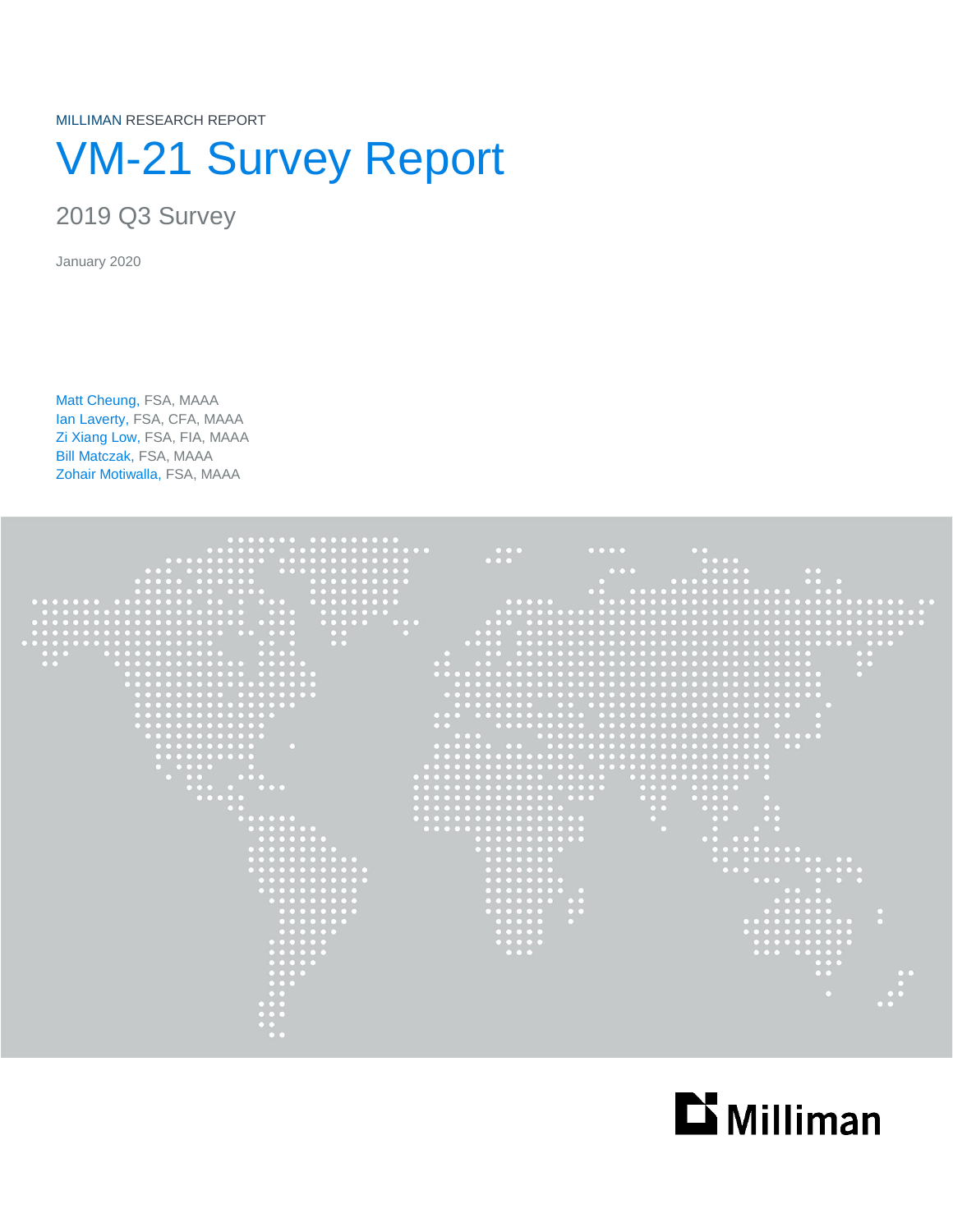MILLIMAN RESEARCH REPORT

# VM-21 Survey Report

## 2019 Q3 Survey

January 2020

Matt Cheung, FSA, MAAA
Ian Laverty, FSA, CFA, MAAA
Zi Xiang Low, FSA, FIA, MAAA
Bill Matczak, FSA, MAAA
Zohair Motiwalla, FSA, MAAA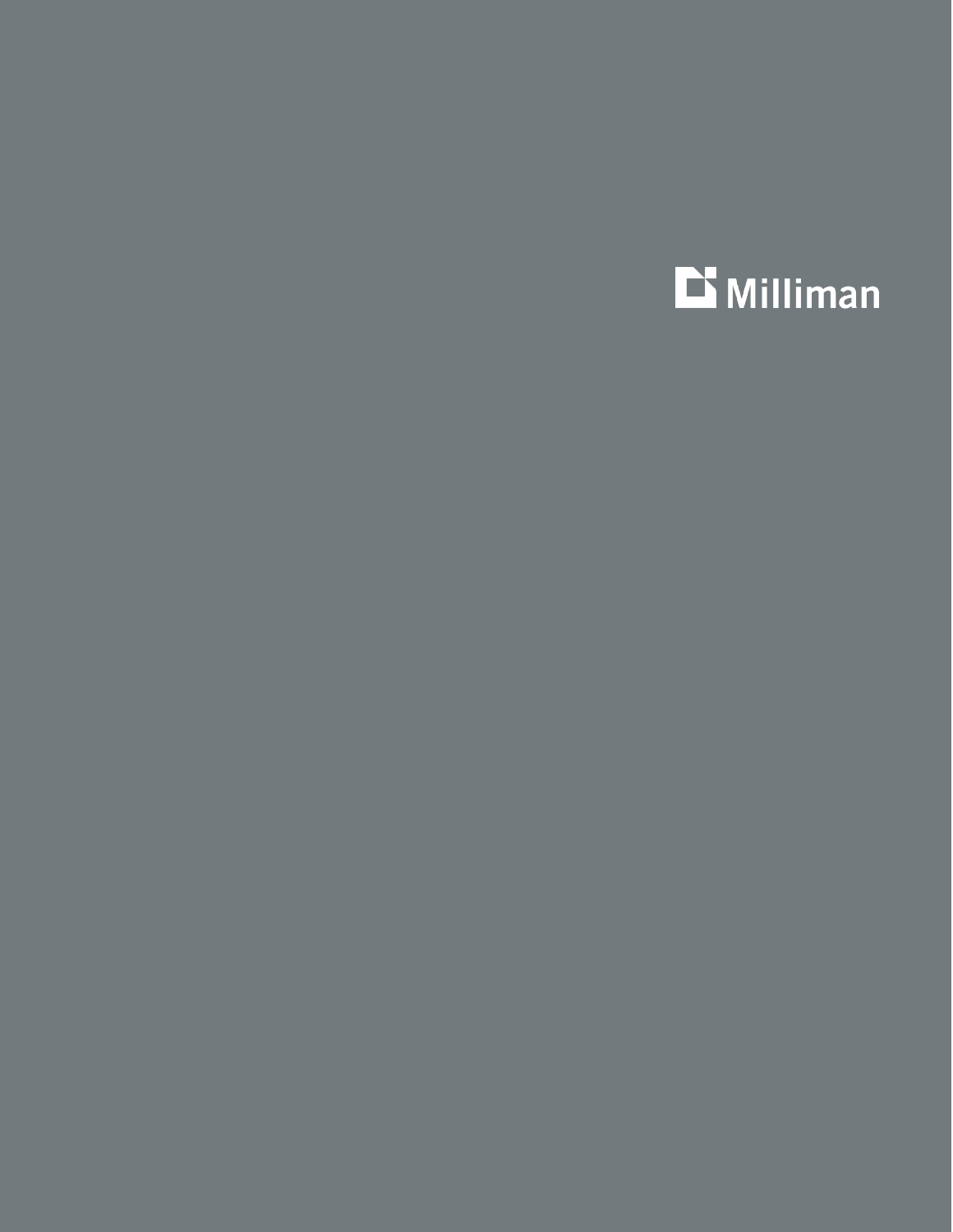Milliman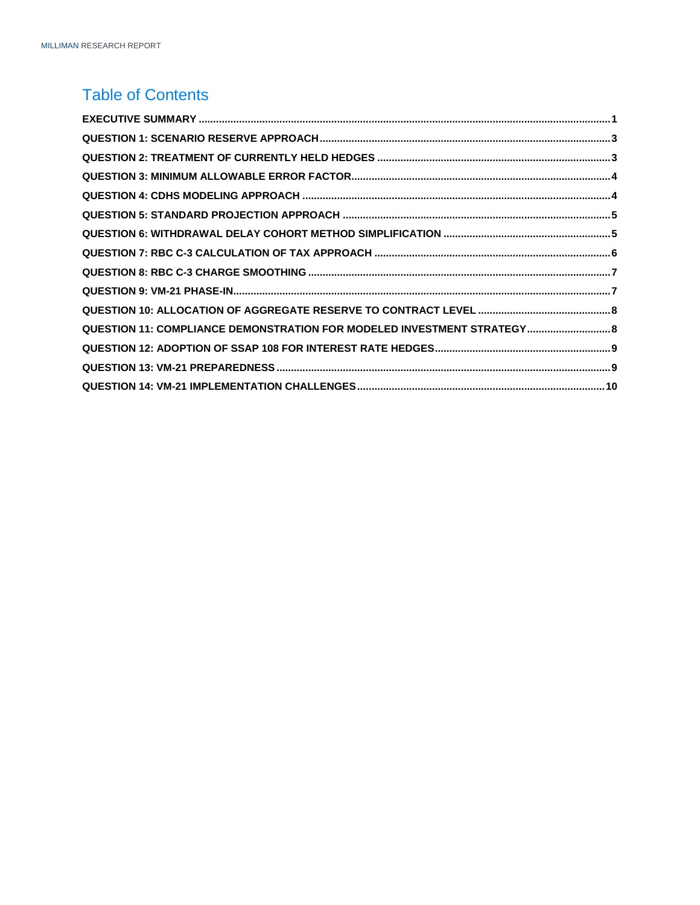# Table of Contents

EXECUTIVE SUMMARY ..... 1

QUESTION 1: SCENARIO RESERVE APPROACH ..... 3

QUESTION 2: TREATMENT OF CURRENTLY HELD HEDGES ..... 3

QUESTION 3: MINIMUM ALLOWABLE ERROR FACTOR ..... 4

QUESTION 4: CDHS MODELING APPROACH ..... 4

QUESTION 5: STANDARD PROJECTION APPROACH ..... 5

QUESTION 6: WITHDRAWAL DELAY COHORT METHOD SIMPLIFICATION ..... 5

QUESTION 7: RBC C-3 CALCULATION OF TAX APPROACH ..... 6

QUESTION 8: RBC C-3 CHARGE SMOOTHING ..... 7

QUESTION 9: VM-21 PHASE-IN ..... 7

QUESTION 10: ALLOCATION OF AGGREGATE RESERVE TO CONTRACT LEVEL ..... 8

QUESTION 11: COMPLIANCE DEMONSTRATION FOR MODELED INVESTMENT STRATEGY ..... 8

QUESTION 12: ADOPTION OF SSAP 108 FOR INTEREST RATE HEDGES ..... 9

QUESTION 13: VM-21 PREPAREDNESS ..... 9

QUESTION 14: VM-21 IMPLEMENTATION CHALLENGES ..... 10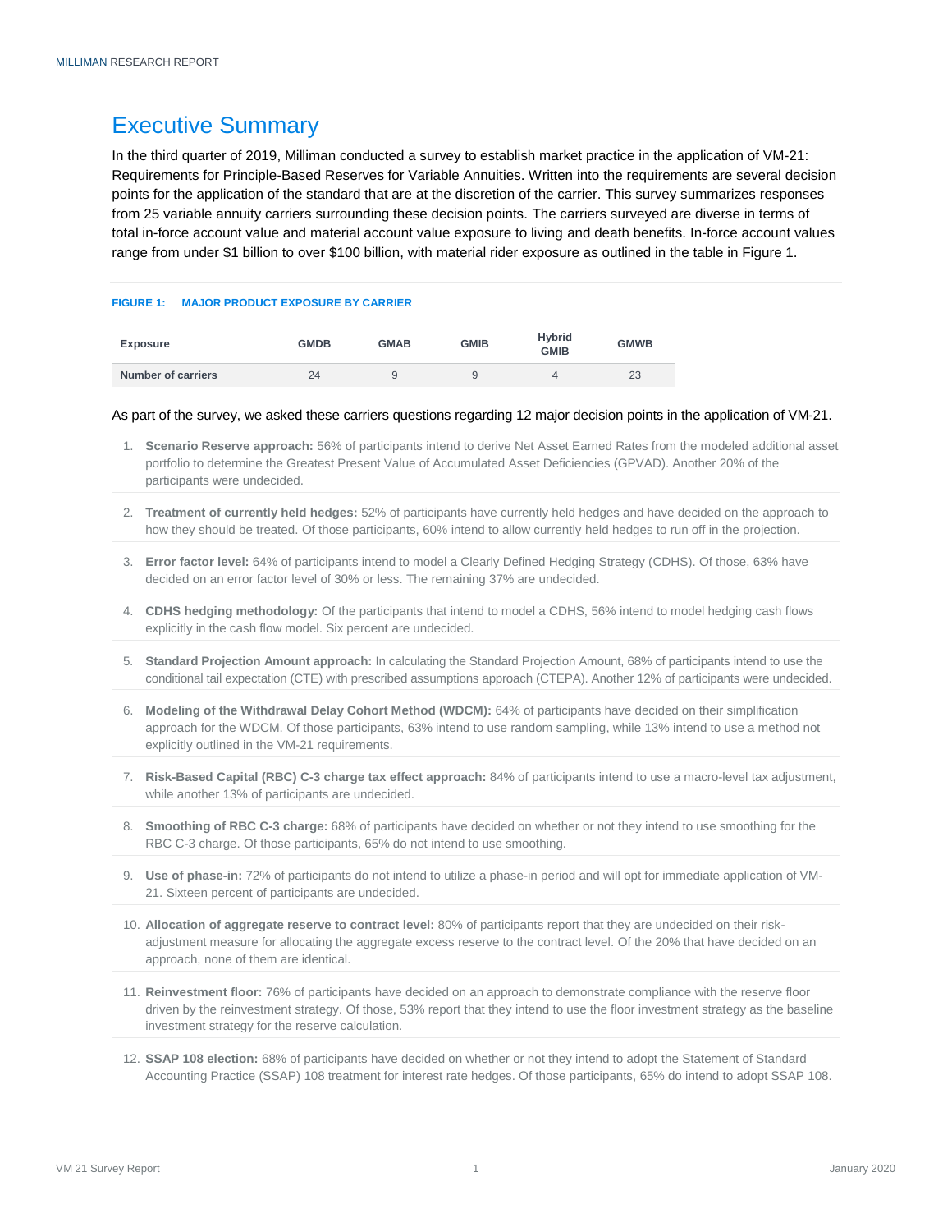# Executive Summary

In the third quarter of 2019, Milliman conducted a survey to establish market practice in the application of VM-21: Requirements for Principle-Based Reserves for Variable Annuities. Written into the requirements are several decision points for the application of the standard that are at the discretion of the carrier. This survey summarizes responses from 25 variable annuity carriers surrounding these decision points. The carriers surveyed are diverse in terms of total in-force account value and material account value exposure to living and death benefits. In-force account values range from under $1 billion to over $100 billion, with material rider exposure as outlined in the table in Figure 1.

**FIGURE 1: MAJOR PRODUCT EXPOSURE BY CARRIER**

| Exposure | GMDB | GMAB | GMIB | Hybrid GMIB | GMWB |
|---|---|---|---|---|---|
| Number of carriers | 24 | 9 | 9 | 4 | 23 |

As part of the survey, we asked these carriers questions regarding 12 major decision points in the application of VM-21.

1. **Scenario Reserve approach:** 56% of participants intend to derive Net Asset Earned Rates from the modeled additional asset portfolio to determine the Greatest Present Value of Accumulated Asset Deficiencies (GPVAD). Another 20% of the participants were undecided.
2. **Treatment of currently held hedges:** 52% of participants have currently held hedges and have decided on the approach to how they should be treated. Of those participants, 60% intend to allow currently held hedges to run off in the projection.
3. **Error factor level:** 64% of participants intend to model a Clearly Defined Hedging Strategy (CDHS). Of those, 63% have decided on an error factor level of 30% or less. The remaining 37% are undecided.
4. **CDHS hedging methodology:** Of the participants that intend to model a CDHS, 56% intend to model hedging cash flows explicitly in the cash flow model. Six percent are undecided.
5. **Standard Projection Amount approach:** In calculating the Standard Projection Amount, 68% of participants intend to use the conditional tail expectation (CTE) with prescribed assumptions approach (CTEPA). Another 12% of participants were undecided.
6. **Modeling of the Withdrawal Delay Cohort Method (WDCM):** 64% of participants have decided on their simplification approach for the WDCM. Of those participants, 63% intend to use random sampling, while 13% intend to use a method not explicitly outlined in the VM-21 requirements.
7. **Risk-Based Capital (RBC) C-3 charge tax effect approach:** 84% of participants intend to use a macro-level tax adjustment, while another 13% of participants are undecided.
8. **Smoothing of RBC C-3 charge:** 68% of participants have decided on whether or not they intend to use smoothing for the RBC C-3 charge. Of those participants, 65% do not intend to use smoothing.
9. **Use of phase-in:** 72% of participants do not intend to utilize a phase-in period and will opt for immediate application of VM-21. Sixteen percent of participants are undecided.
10. **Allocation of aggregate reserve to contract level:** 80% of participants report that they are undecided on their risk-adjustment measure for allocating the aggregate excess reserve to the contract level. Of the 20% that have decided on an approach, none of them are identical.
11. **Reinvestment floor:** 76% of participants have decided on an approach to demonstrate compliance with the reserve floor driven by the reinvestment strategy. Of those, 53% report that they intend to use the floor investment strategy as the baseline investment strategy for the reserve calculation.
12. **SSAP 108 election:** 68% of participants have decided on whether or not they intend to adopt the Statement of Standard Accounting Practice (SSAP) 108 treatment for interest rate hedges. Of those participants, 65% do intend to adopt SSAP 108.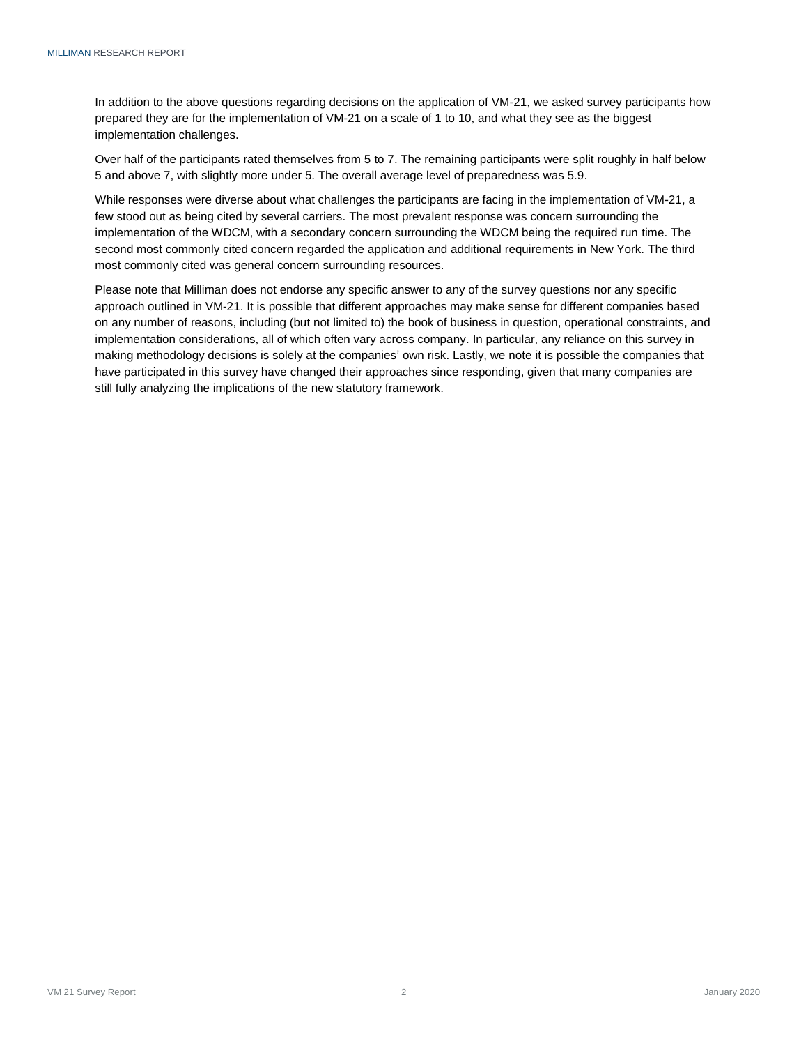In addition to the above questions regarding decisions on the application of VM-21, we asked survey participants how prepared they are for the implementation of VM-21 on a scale of 1 to 10, and what they see as the biggest implementation challenges.

Over half of the participants rated themselves from 5 to 7. The remaining participants were split roughly in half below 5 and above 7, with slightly more under 5. The overall average level of preparedness was 5.9.

While responses were diverse about what challenges the participants are facing in the implementation of VM-21, a few stood out as being cited by several carriers. The most prevalent response was concern surrounding the implementation of the WDCM, with a secondary concern surrounding the WDCM being the required run time. The second most commonly cited concern regarded the application and additional requirements in New York. The third most commonly cited was general concern surrounding resources.

Please note that Milliman does not endorse any specific answer to any of the survey questions nor any specific approach outlined in VM-21. It is possible that different approaches may make sense for different companies based on any number of reasons, including (but not limited to) the book of business in question, operational constraints, and implementation considerations, all of which often vary across company. In particular, any reliance on this survey in making methodology decisions is solely at the companies' own risk. Lastly, we note it is possible the companies that have participated in this survey have changed their approaches since responding, given that many companies are still fully analyzing the implications of the new statutory framework.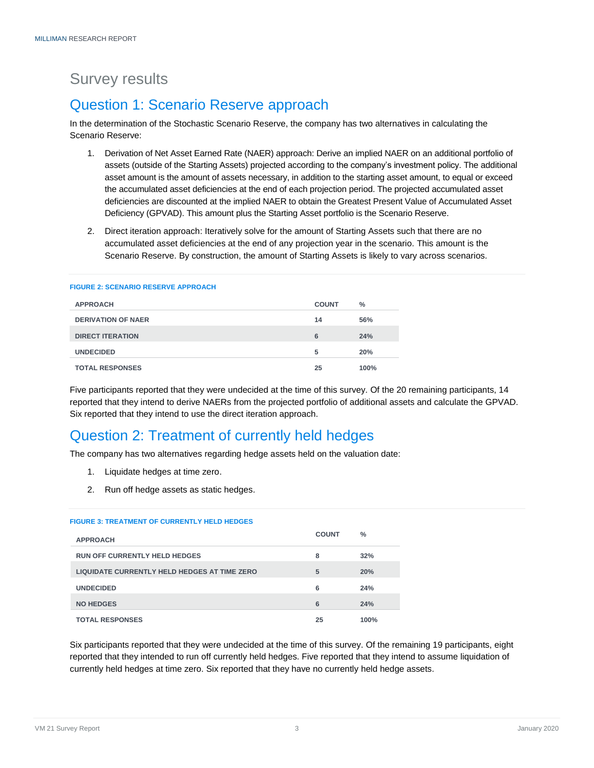# Survey results

## Question 1: Scenario Reserve approach

In the determination of the Stochastic Scenario Reserve, the company has two alternatives in calculating the Scenario Reserve:

1. Derivation of Net Asset Earned Rate (NAER) approach: Derive an implied NAER on an additional portfolio of assets (outside of the Starting Assets) projected according to the company's investment policy. The additional asset amount is the amount of assets necessary, in addition to the starting asset amount, to equal or exceed the accumulated asset deficiencies at the end of each projection period. The projected accumulated asset deficiencies are discounted at the implied NAER to obtain the Greatest Present Value of Accumulated Asset Deficiency (GPVAD). This amount plus the Starting Asset portfolio is the Scenario Reserve.

2. Direct iteration approach: Iteratively solve for the amount of Starting Assets such that there are no accumulated asset deficiencies at the end of any projection year in the scenario. This amount is the Scenario Reserve. By construction, the amount of Starting Assets is likely to vary across scenarios.

**FIGURE 2: SCENARIO RESERVE APPROACH**

| APPROACH | COUNT | % |
|---|---|---|
| DERIVATION OF NAER | 14 | 56% |
| DIRECT ITERATION | 6 | 24% |
| UNDECIDED | 5 | 20% |
| TOTAL RESPONSES | 25 | 100% |

Five participants reported that they were undecided at the time of this survey. Of the 20 remaining participants, 14 reported that they intend to derive NAERs from the projected portfolio of additional assets and calculate the GPVAD. Six reported that they intend to use the direct iteration approach.

## Question 2: Treatment of currently held hedges

The company has two alternatives regarding hedge assets held on the valuation date:

1. Liquidate hedges at time zero.
2. Run off hedge assets as static hedges.

**FIGURE 3: TREATMENT OF CURRENTLY HELD HEDGES**

| APPROACH | COUNT | % |
|---|---|---|
| RUN OFF CURRENTLY HELD HEDGES | 8 | 32% |
| LIQUIDATE CURRENTLY HELD HEDGES AT TIME ZERO | 5 | 20% |
| UNDECIDED | 6 | 24% |
| NO HEDGES | 6 | 24% |
| TOTAL RESPONSES | 25 | 100% |

Six participants reported that they were undecided at the time of this survey. Of the remaining 19 participants, eight reported that they intended to run off currently held hedges. Five reported that they intend to assume liquidation of currently held hedges at time zero. Six reported that they have no currently held hedge assets.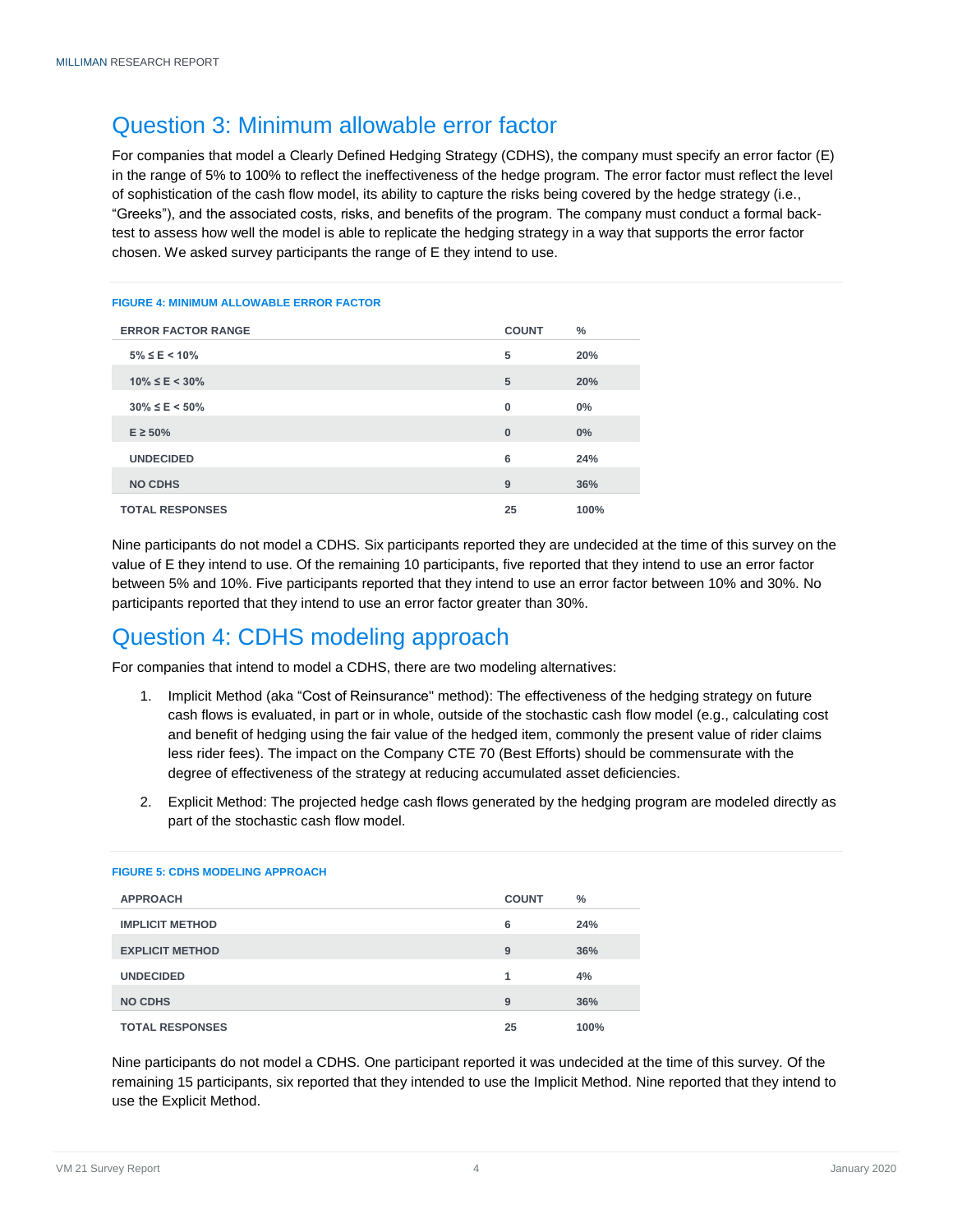## Question 3: Minimum allowable error factor

For companies that model a Clearly Defined Hedging Strategy (CDHS), the company must specify an error factor (E) in the range of 5% to 100% to reflect the ineffectiveness of the hedge program. The error factor must reflect the level of sophistication of the cash flow model, its ability to capture the risks being covered by the hedge strategy (i.e., "Greeks"), and the associated costs, risks, and benefits of the program. The company must conduct a formal back-test to assess how well the model is able to replicate the hedging strategy in a way that supports the error factor chosen. We asked survey participants the range of E they intend to use.

**FIGURE 4: MINIMUM ALLOWABLE ERROR FACTOR**

| ERROR FACTOR RANGE | COUNT | % |
|---|---|---|
| 5% ≤ E < 10% | 5 | 20% |
| 10% ≤ E < 30% | 5 | 20% |
| 30% ≤ E < 50% | 0 | 0% |
| E ≥ 50% | 0 | 0% |
| UNDECIDED | 6 | 24% |
| NO CDHS | 9 | 36% |
| TOTAL RESPONSES | 25 | 100% |

Nine participants do not model a CDHS. Six participants reported they are undecided at the time of this survey on the value of E they intend to use. Of the remaining 10 participants, five reported that they intend to use an error factor between 5% and 10%. Five participants reported that they intend to use an error factor between 10% and 30%. No participants reported that they intend to use an error factor greater than 30%.

## Question 4: CDHS modeling approach

For companies that intend to model a CDHS, there are two modeling alternatives:

1. Implicit Method (aka "Cost of Reinsurance" method): The effectiveness of the hedging strategy on future cash flows is evaluated, in part or in whole, outside of the stochastic cash flow model (e.g., calculating cost and benefit of hedging using the fair value of the hedged item, commonly the present value of rider claims less rider fees). The impact on the Company CTE 70 (Best Efforts) should be commensurate with the degree of effectiveness of the strategy at reducing accumulated asset deficiencies.

2. Explicit Method: The projected hedge cash flows generated by the hedging program are modeled directly as part of the stochastic cash flow model.

**FIGURE 5: CDHS MODELING APPROACH**

| APPROACH | COUNT | % |
|---|---|---|
| IMPLICIT METHOD | 6 | 24% |
| EXPLICIT METHOD | 9 | 36% |
| UNDECIDED | 1 | 4% |
| NO CDHS | 9 | 36% |
| TOTAL RESPONSES | 25 | 100% |

Nine participants do not model a CDHS. One participant reported it was undecided at the time of this survey. Of the remaining 15 participants, six reported that they intended to use the Implicit Method. Nine reported that they intend to use the Explicit Method.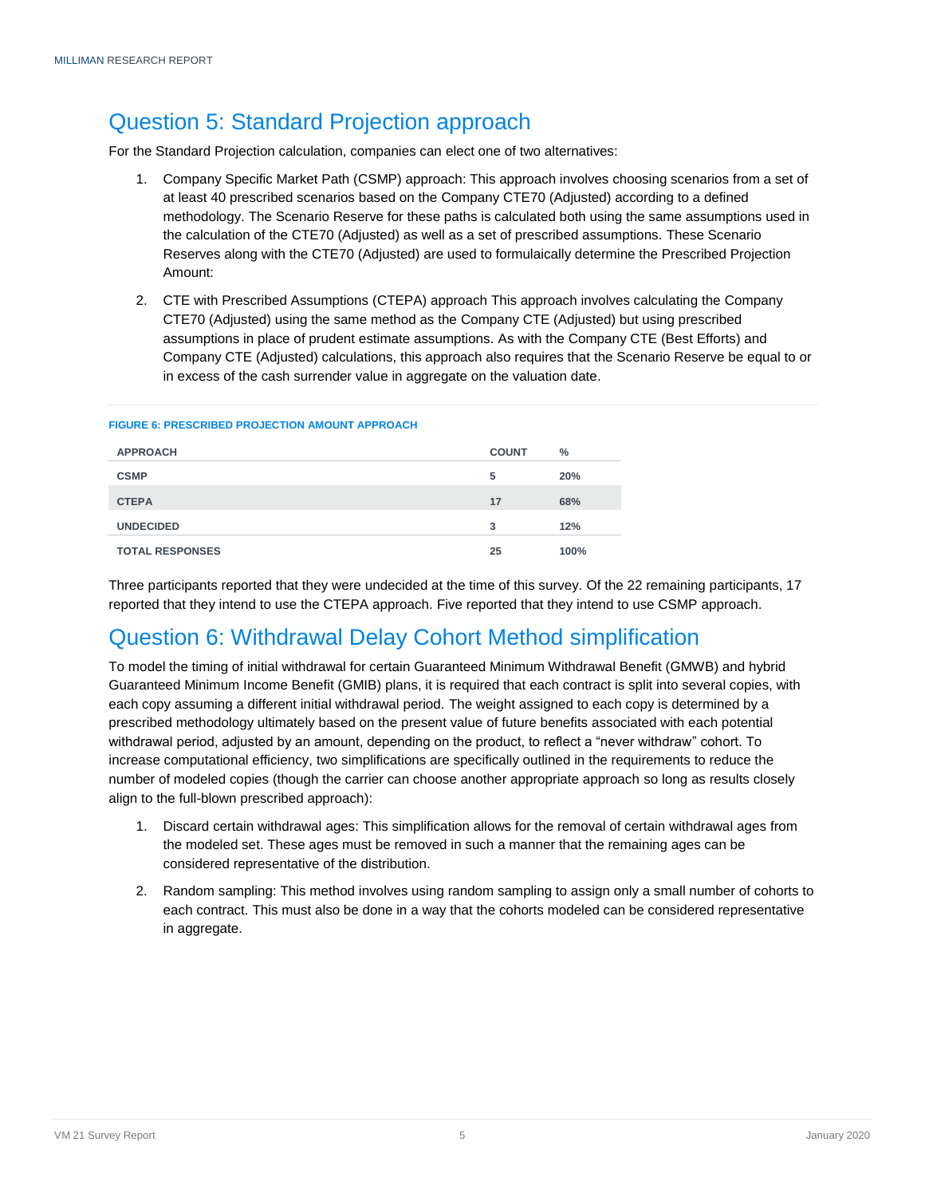## Question 5: Standard Projection approach

For the Standard Projection calculation, companies can elect one of two alternatives:

1. Company Specific Market Path (CSMP) approach: This approach involves choosing scenarios from a set of at least 40 prescribed scenarios based on the Company CTE70 (Adjusted) according to a defined methodology. The Scenario Reserve for these paths is calculated both using the same assumptions used in the calculation of the CTE70 (Adjusted) as well as a set of prescribed assumptions. These Scenario Reserves along with the CTE70 (Adjusted) are used to formulaically determine the Prescribed Projection Amount:

2. CTE with Prescribed Assumptions (CTEPA) approach This approach involves calculating the Company CTE70 (Adjusted) using the same method as the Company CTE (Adjusted) but using prescribed assumptions in place of prudent estimate assumptions. As with the Company CTE (Best Efforts) and Company CTE (Adjusted) calculations, this approach also requires that the Scenario Reserve be equal to or in excess of the cash surrender value in aggregate on the valuation date.

**FIGURE 6: PRESCRIBED PROJECTION AMOUNT APPROACH**

| APPROACH | COUNT | % |
|---|---|---|
| CSMP | 5 | 20% |
| CTEPA | 17 | 68% |
| UNDECIDED | 3 | 12% |
| TOTAL RESPONSES | 25 | 100% |

Three participants reported that they were undecided at the time of this survey. Of the 22 remaining participants, 17 reported that they intend to use the CTEPA approach. Five reported that they intend to use CSMP approach.

## Question 6: Withdrawal Delay Cohort Method simplification

To model the timing of initial withdrawal for certain Guaranteed Minimum Withdrawal Benefit (GMWB) and hybrid Guaranteed Minimum Income Benefit (GMIB) plans, it is required that each contract is split into several copies, with each copy assuming a different initial withdrawal period. The weight assigned to each copy is determined by a prescribed methodology ultimately based on the present value of future benefits associated with each potential withdrawal period, adjusted by an amount, depending on the product, to reflect a "never withdraw" cohort. To increase computational efficiency, two simplifications are specifically outlined in the requirements to reduce the number of modeled copies (though the carrier can choose another appropriate approach so long as results closely align to the full-blown prescribed approach):

1. Discard certain withdrawal ages: This simplification allows for the removal of certain withdrawal ages from the modeled set. These ages must be removed in such a manner that the remaining ages can be considered representative of the distribution.

2. Random sampling: This method involves using random sampling to assign only a small number of cohorts to each contract. This must also be done in a way that the cohorts modeled can be considered representative in aggregate.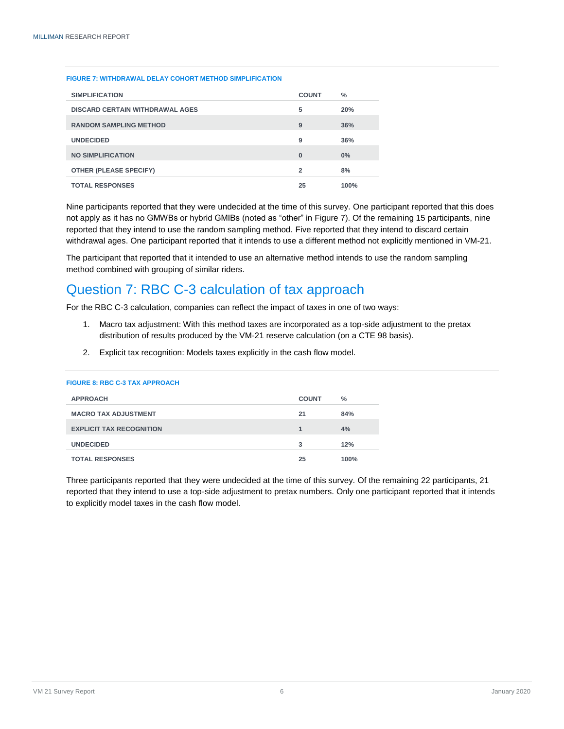**FIGURE 7: WITHDRAWAL DELAY COHORT METHOD SIMPLIFICATION**

| SIMPLIFICATION | COUNT | % |
|---|---|---|
| DISCARD CERTAIN WITHDRAWAL AGES | 5 | 20% |
| RANDOM SAMPLING METHOD | 9 | 36% |
| UNDECIDED | 9 | 36% |
| NO SIMPLIFICATION | 0 | 0% |
| OTHER (PLEASE SPECIFY) | 2 | 8% |
| TOTAL RESPONSES | 25 | 100% |

Nine participants reported that they were undecided at the time of this survey. One participant reported that this does not apply as it has no GMWBs or hybrid GMIBs (noted as "other" in Figure 7). Of the remaining 15 participants, nine reported that they intend to use the random sampling method. Five reported that they intend to discard certain withdrawal ages. One participant reported that it intends to use a different method not explicitly mentioned in VM-21.

The participant that reported that it intended to use an alternative method intends to use the random sampling method combined with grouping of similar riders.

## Question 7: RBC C-3 calculation of tax approach

For the RBC C-3 calculation, companies can reflect the impact of taxes in one of two ways:

1. Macro tax adjustment: With this method taxes are incorporated as a top-side adjustment to the pretax distribution of results produced by the VM-21 reserve calculation (on a CTE 98 basis).
2. Explicit tax recognition: Models taxes explicitly in the cash flow model.

**FIGURE 8: RBC C-3 TAX APPROACH**

| APPROACH | COUNT | % |
|---|---|---|
| MACRO TAX ADJUSTMENT | 21 | 84% |
| EXPLICIT TAX RECOGNITION | 1 | 4% |
| UNDECIDED | 3 | 12% |
| TOTAL RESPONSES | 25 | 100% |

Three participants reported that they were undecided at the time of this survey. Of the remaining 22 participants, 21 reported that they intend to use a top-side adjustment to pretax numbers. Only one participant reported that it intends to explicitly model taxes in the cash flow model.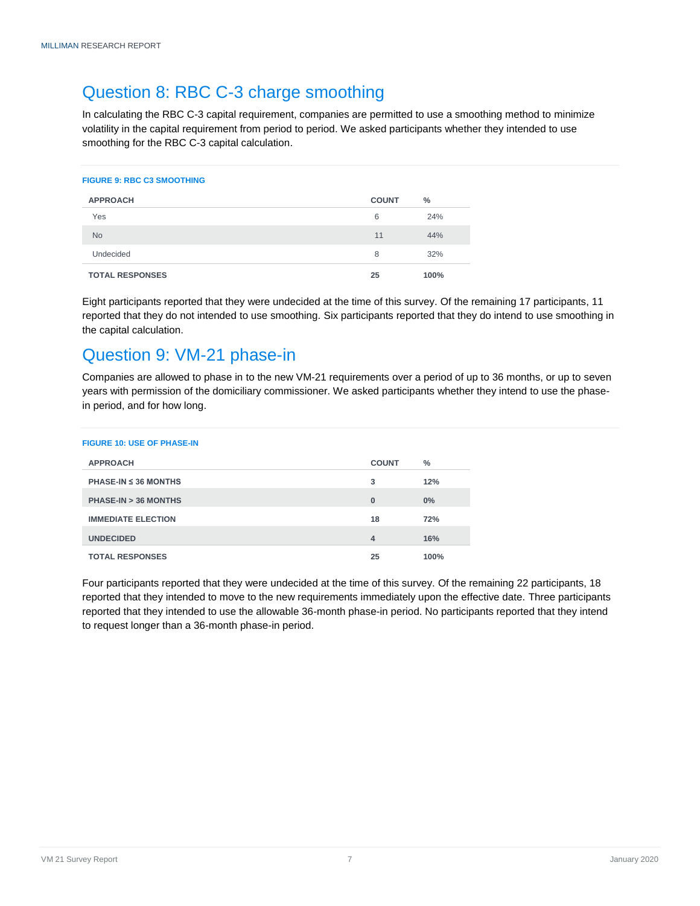## Question 8: RBC C-3 charge smoothing

In calculating the RBC C-3 capital requirement, companies are permitted to use a smoothing method to minimize volatility in the capital requirement from period to period. We asked participants whether they intended to use smoothing for the RBC C-3 capital calculation.

**FIGURE 9: RBC C3 SMOOTHING**

| APPROACH | COUNT | % |
|---|---|---|
| Yes | 6 | 24% |
| No | 11 | 44% |
| Undecided | 8 | 32% |
| **TOTAL RESPONSES** | **25** | **100%** |

Eight participants reported that they were undecided at the time of this survey. Of the remaining 17 participants, 11 reported that they do not intended to use smoothing. Six participants reported that they do intend to use smoothing in the capital calculation.

## Question 9: VM-21 phase-in

Companies are allowed to phase in to the new VM-21 requirements over a period of up to 36 months, or up to seven years with permission of the domiciliary commissioner. We asked participants whether they intend to use the phase-in period, and for how long.

**FIGURE 10: USE OF PHASE-IN**

| APPROACH | COUNT | % |
|---|---|---|
| **PHASE-IN ≤ 36 MONTHS** | **3** | **12%** |
| **PHASE-IN > 36 MONTHS** | **0** | **0%** |
| **IMMEDIATE ELECTION** | **18** | **72%** |
| **UNDECIDED** | **4** | **16%** |
| **TOTAL RESPONSES** | **25** | **100%** |

Four participants reported that they were undecided at the time of this survey. Of the remaining 22 participants, 18 reported that they intended to move to the new requirements immediately upon the effective date. Three participants reported that they intended to use the allowable 36-month phase-in period. No participants reported that they intend to request longer than a 36-month phase-in period.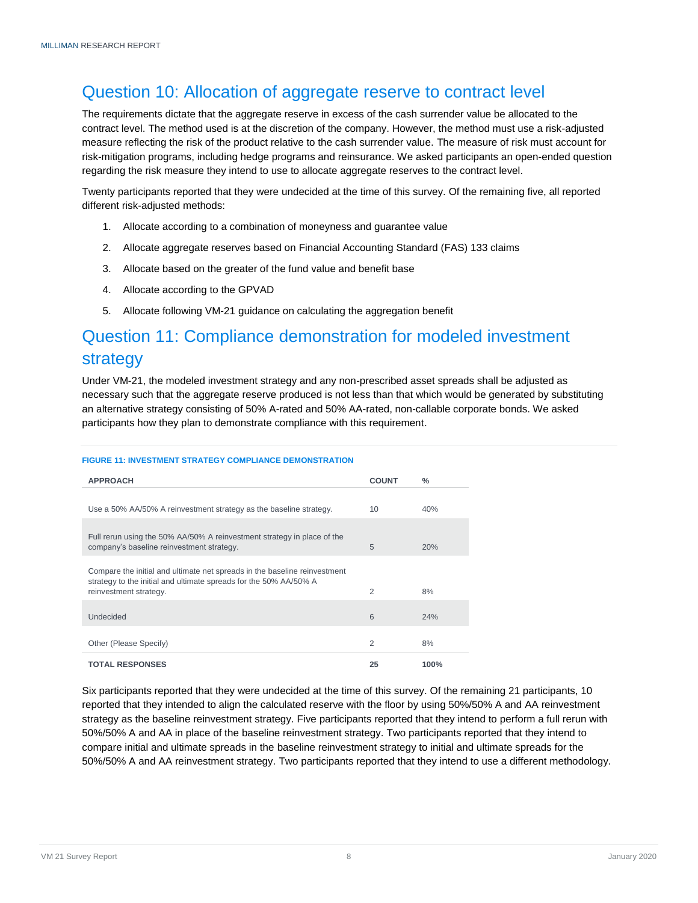## Question 10: Allocation of aggregate reserve to contract level

The requirements dictate that the aggregate reserve in excess of the cash surrender value be allocated to the contract level. The method used is at the discretion of the company. However, the method must use a risk-adjusted measure reflecting the risk of the product relative to the cash surrender value. The measure of risk must account for risk-mitigation programs, including hedge programs and reinsurance. We asked participants an open-ended question regarding the risk measure they intend to use to allocate aggregate reserves to the contract level.

Twenty participants reported that they were undecided at the time of this survey. Of the remaining five, all reported different risk-adjusted methods:

1. Allocate according to a combination of moneyness and guarantee value
2. Allocate aggregate reserves based on Financial Accounting Standard (FAS) 133 claims
3. Allocate based on the greater of the fund value and benefit base
4. Allocate according to the GPVAD
5. Allocate following VM-21 guidance on calculating the aggregation benefit

## Question 11: Compliance demonstration for modeled investment strategy

Under VM-21, the modeled investment strategy and any non-prescribed asset spreads shall be adjusted as necessary such that the aggregate reserve produced is not less than that which would be generated by substituting an alternative strategy consisting of 50% A-rated and 50% AA-rated, non-callable corporate bonds. We asked participants how they plan to demonstrate compliance with this requirement.

**FIGURE 11: INVESTMENT STRATEGY COMPLIANCE DEMONSTRATION**

| APPROACH | COUNT | % |
|---|---|---|
| Use a 50% AA/50% A reinvestment strategy as the baseline strategy. | 10 | 40% |
| Full rerun using the 50% AA/50% A reinvestment strategy in place of the company's baseline reinvestment strategy. | 5 | 20% |
| Compare the initial and ultimate net spreads in the baseline reinvestment strategy to the initial and ultimate spreads for the 50% AA/50% A reinvestment strategy. | 2 | 8% |
| Undecided | 6 | 24% |
| Other (Please Specify) | 2 | 8% |
| **TOTAL RESPONSES** | **25** | **100%** |

Six participants reported that they were undecided at the time of this survey. Of the remaining 21 participants, 10 reported that they intended to align the calculated reserve with the floor by using 50%/50% A and AA reinvestment strategy as the baseline reinvestment strategy. Five participants reported that they intend to perform a full rerun with 50%/50% A and AA in place of the baseline reinvestment strategy. Two participants reported that they intend to compare initial and ultimate spreads in the baseline reinvestment strategy to initial and ultimate spreads for the 50%/50% A and AA reinvestment strategy. Two participants reported that they intend to use a different methodology.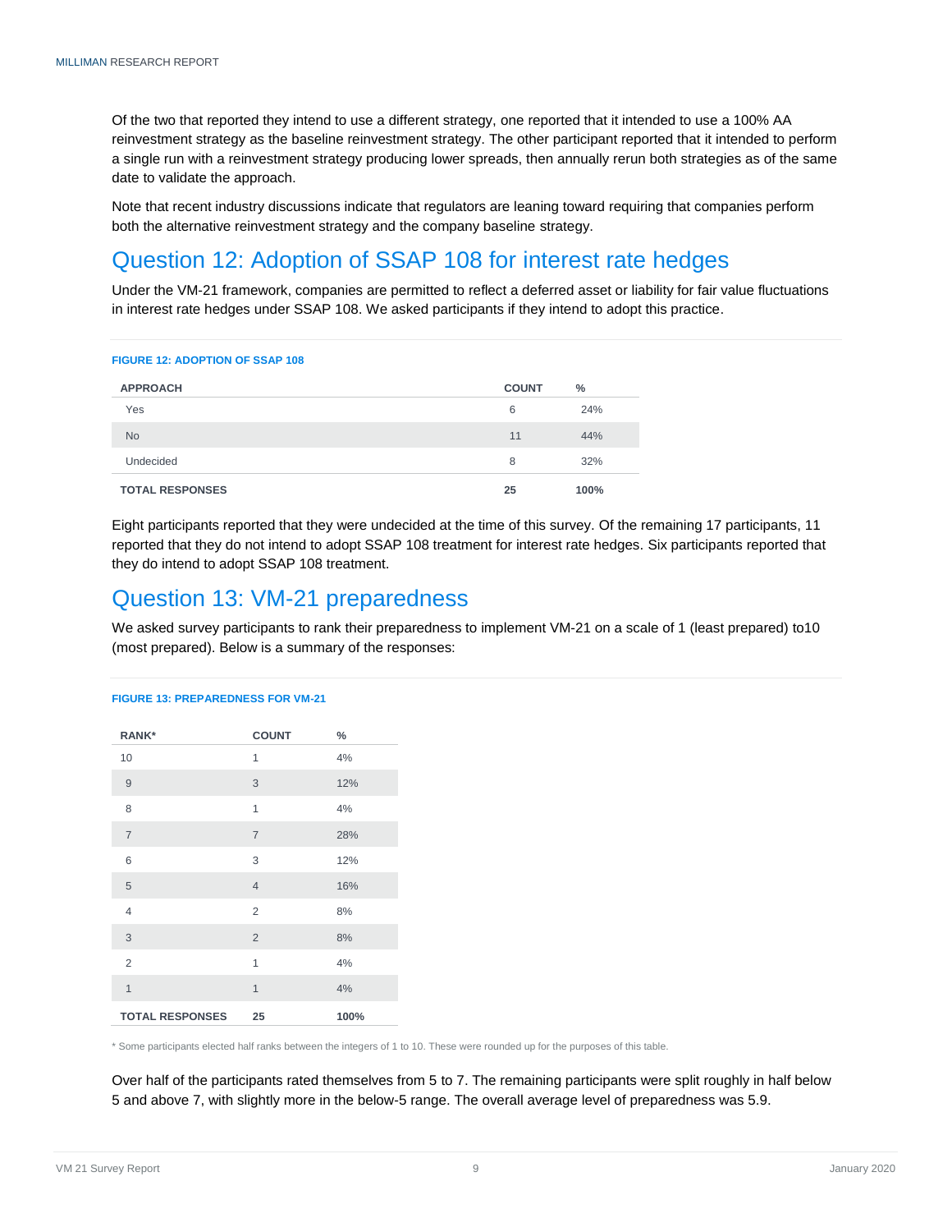Of the two that reported they intend to use a different strategy, one reported that it intended to use a 100% AA reinvestment strategy as the baseline reinvestment strategy. The other participant reported that it intended to perform a single run with a reinvestment strategy producing lower spreads, then annually rerun both strategies as of the same date to validate the approach.

Note that recent industry discussions indicate that regulators are leaning toward requiring that companies perform both the alternative reinvestment strategy and the company baseline strategy.

## Question 12: Adoption of SSAP 108 for interest rate hedges

Under the VM-21 framework, companies are permitted to reflect a deferred asset or liability for fair value fluctuations in interest rate hedges under SSAP 108. We asked participants if they intend to adopt this practice.

**FIGURE 12: ADOPTION OF SSAP 108**

| APPROACH | COUNT | % |
|---|---|---|
| Yes | 6 | 24% |
| No | 11 | 44% |
| Undecided | 8 | 32% |
| **TOTAL RESPONSES** | **25** | **100%** |

Eight participants reported that they were undecided at the time of this survey. Of the remaining 17 participants, 11 reported that they do not intend to adopt SSAP 108 treatment for interest rate hedges. Six participants reported that they do intend to adopt SSAP 108 treatment.

## Question 13: VM-21 preparedness

We asked survey participants to rank their preparedness to implement VM-21 on a scale of 1 (least prepared) to10 (most prepared). Below is a summary of the responses:

**FIGURE 13: PREPAREDNESS FOR VM-21**

| RANK* | COUNT | % |
|---|---|---|
| 10 | 1 | 4% |
| 9 | 3 | 12% |
| 8 | 1 | 4% |
| 7 | 7 | 28% |
| 6 | 3 | 12% |
| 5 | 4 | 16% |
| 4 | 2 | 8% |
| 3 | 2 | 8% |
| 2 | 1 | 4% |
| 1 | 1 | 4% |
| **TOTAL RESPONSES** | **25** | **100%** |

* Some participants elected half ranks between the integers of 1 to 10. These were rounded up for the purposes of this table.

Over half of the participants rated themselves from 5 to 7. The remaining participants were split roughly in half below 5 and above 7, with slightly more in the below-5 range. The overall average level of preparedness was 5.9.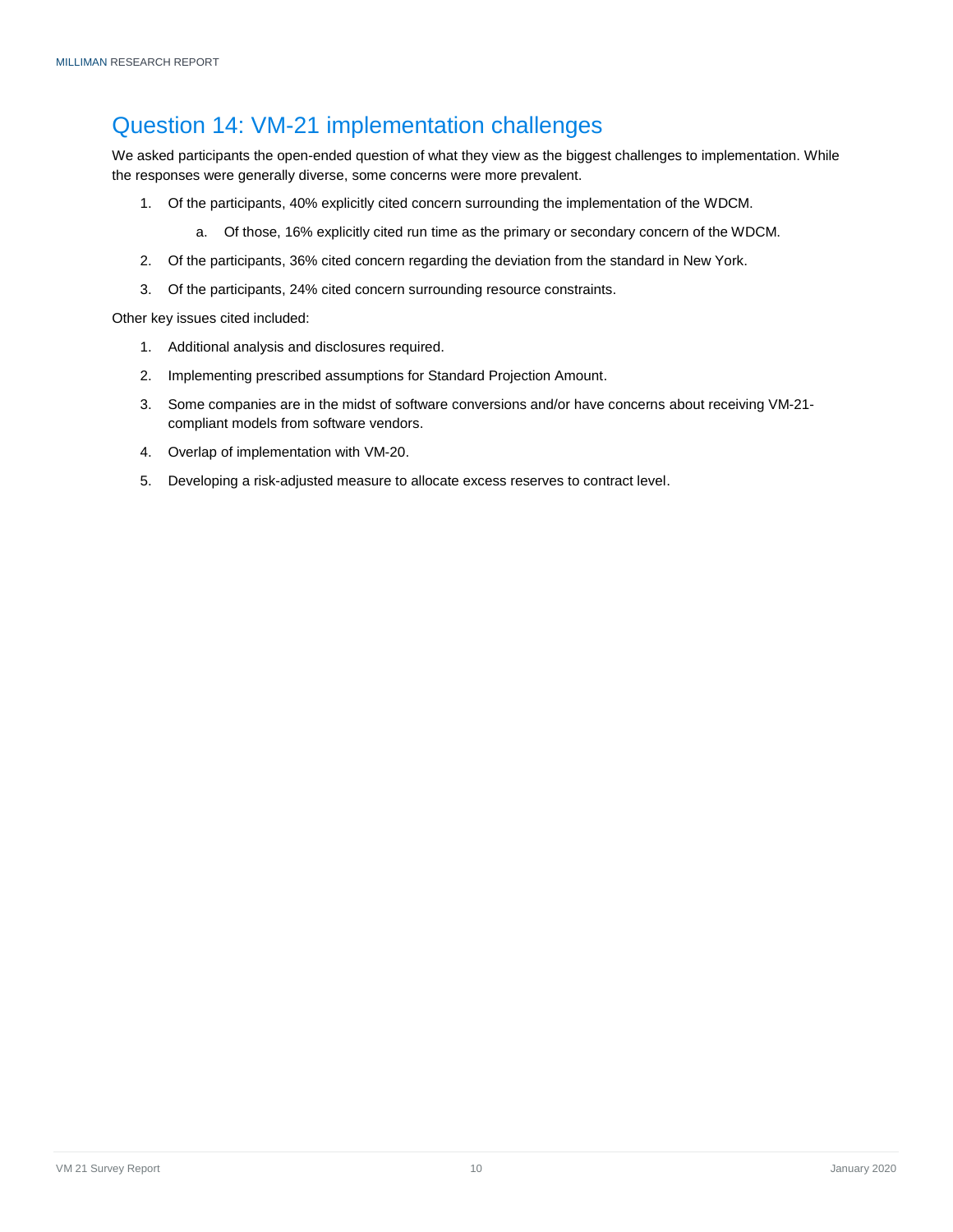## Question 14: VM-21 implementation challenges

We asked participants the open-ended question of what they view as the biggest challenges to implementation. While the responses were generally diverse, some concerns were more prevalent.

1. Of the participants, 40% explicitly cited concern surrounding the implementation of the WDCM.
    a. Of those, 16% explicitly cited run time as the primary or secondary concern of the WDCM.
2. Of the participants, 36% cited concern regarding the deviation from the standard in New York.
3. Of the participants, 24% cited concern surrounding resource constraints.

Other key issues cited included:

1. Additional analysis and disclosures required.
2. Implementing prescribed assumptions for Standard Projection Amount.
3. Some companies are in the midst of software conversions and/or have concerns about receiving VM-21-compliant models from software vendors.
4. Overlap of implementation with VM-20.
5. Developing a risk-adjusted measure to allocate excess reserves to contract level.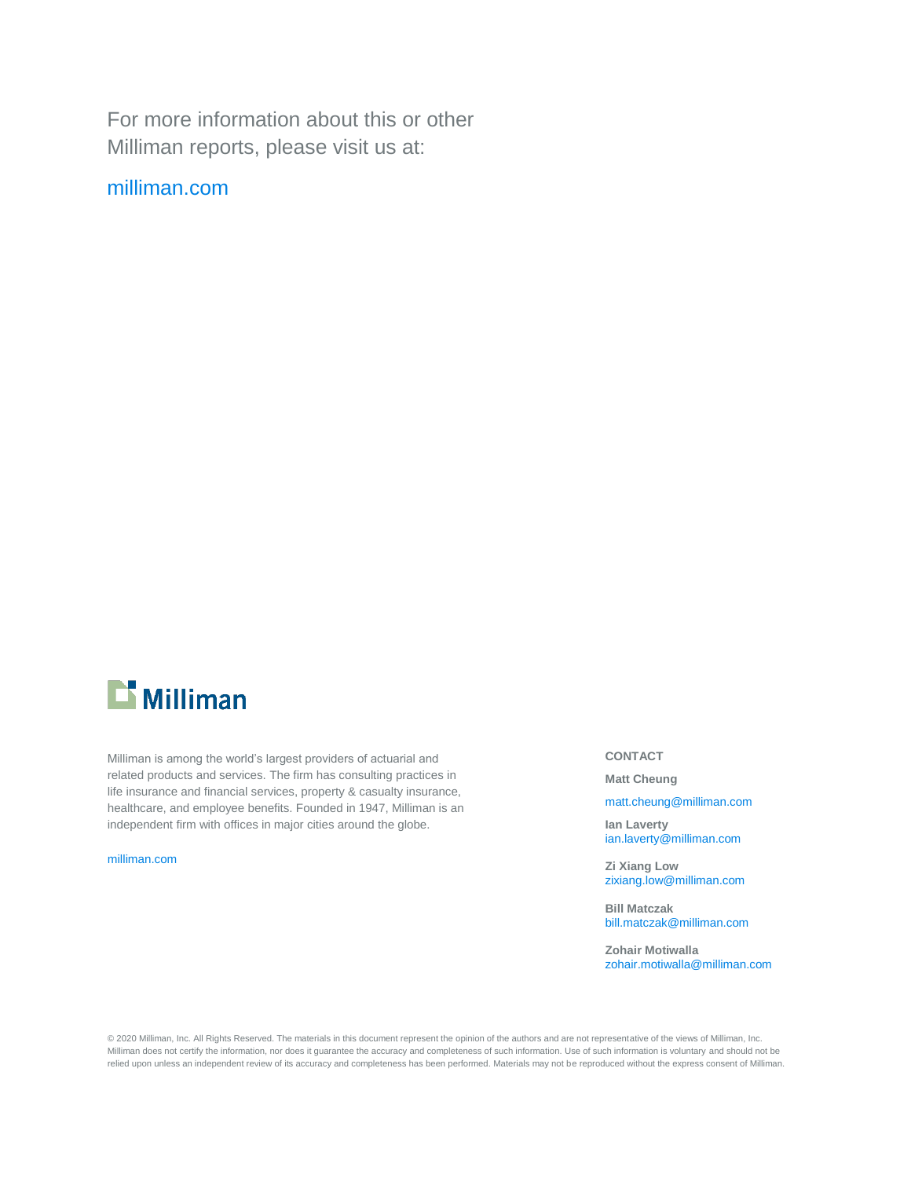For more information about this or other Milliman reports, please visit us at:

milliman.com

Milliman

Milliman is among the world's largest providers of actuarial and related products and services. The firm has consulting practices in life insurance and financial services, property & casualty insurance, healthcare, and employee benefits. Founded in 1947, Milliman is an independent firm with offices in major cities around the globe.

milliman.com

**CONTACT**

**Matt Cheung**
matt.cheung@milliman.com

**Ian Laverty**
ian.laverty@milliman.com

**Zi Xiang Low**
zixiang.low@milliman.com

**Bill Matczak**
bill.matczak@milliman.com

**Zohair Motiwalla**
zohair.motiwalla@milliman.com

© 2020 Milliman, Inc. All Rights Reserved. The materials in this document represent the opinion of the authors and are not representative of the views of Milliman, Inc. Milliman does not certify the information, nor does it guarantee the accuracy and completeness of such information. Use of such information is voluntary and should not be relied upon unless an independent review of its accuracy and completeness has been performed. Materials may not be reproduced without the express consent of Milliman.